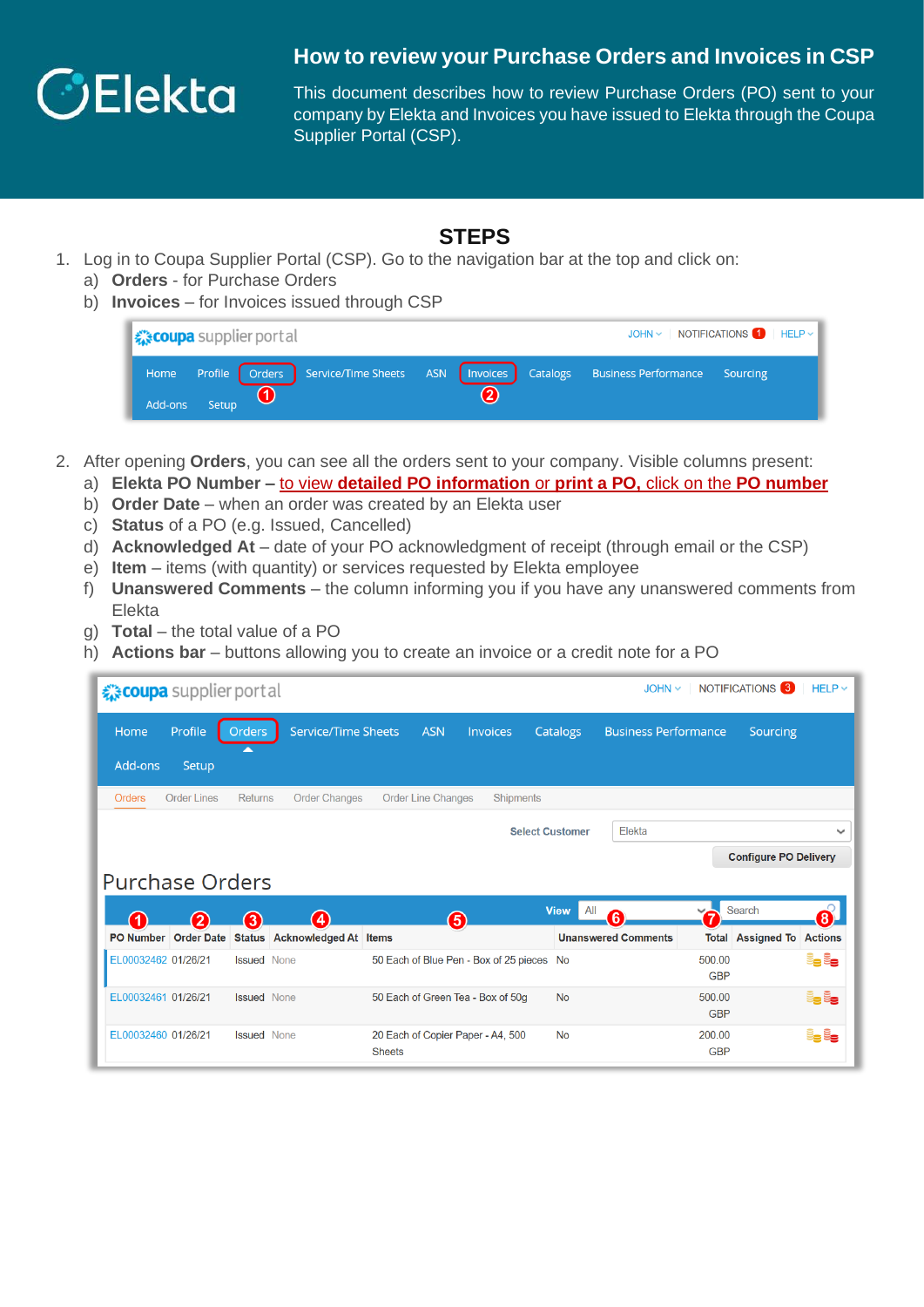Elekta

# How to review your Purchase Orders and Invoices in CSP

This document describes how to review Purchase Orders (PO) sent to your company by Elekta and Invoices you have issued to Elekta through the Coupa Supplier Portal (CSP).

## STEPS

1. Log in to Coupa Supplier Portal (CSP). Go to the navigation bar at the top and click on:
   a) **Orders** - for Purchase Orders
   b) **Invoices** – for Invoices issued through CSP

2. After opening **Orders**, you can see all the orders sent to your company. Visible columns present:
   a) **Elekta PO Number –** to view **detailed PO information** or **print a PO,** click on the **PO number**
   b) **Order Date** – when an order was created by an Elekta user
   c) **Status** of a PO (e.g. Issued, Cancelled)
   d) **Acknowledged At** – date of your PO acknowledgment of receipt (through email or the CSP)
   e) **Item** – items (with quantity) or services requested by Elekta employee
   f) **Unanswered Comments** – the column informing you if you have any unanswered comments from Elekta
   g) **Total** – the total value of a PO
   h) **Actions bar** – buttons allowing you to create an invoice or a credit note for a PO

## Purchase Orders

| PO Number | Order Date | Status | Acknowledged At | Items | Unanswered Comments | Total | Assigned To | Actions |
|---|---|---|---|---|---|---|---|---|
| EL00032462 | 01/26/21 | Issued | None | 50 Each of Blue Pen - Box of 25 pieces | No | 500.00 GBP | | |
| EL00032461 | 01/26/21 | Issued | None | 50 Each of Green Tea - Box of 50g | No | 500.00 GBP | | |
| EL00032460 | 01/26/21 | Issued | None | 20 Each of Copier Paper - A4, 500 Sheets | No | 200.00 GBP | | |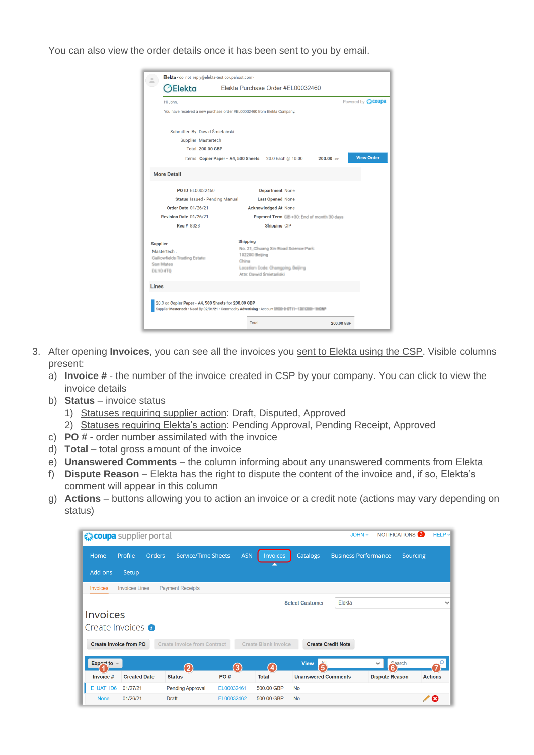You can also view the order details once it has been sent to you by email.

3. After opening **Invoices**, you can see all the invoices you sent to Elekta using the CSP. Visible columns present:
   a) **Invoice #** - the number of the invoice created in CSP by your company. You can click to view the invoice details
   b) **Status** – invoice status
      1) Statuses requiring supplier action: Draft, Disputed, Approved
      2) Statuses requiring Elekta's action: Pending Approval, Pending Receipt, Approved
   c) **PO #** - order number assimilated with the invoice
   d) **Total** – total gross amount of the invoice
   e) **Unanswered Comments** – the column informing about any unanswered comments from Elekta
   f) **Dispute Reason** – Elekta has the right to dispute the content of the invoice and, if so, Elekta's comment will appear in this column
   g) **Actions** – buttons allowing you to action an invoice or a credit note (actions may vary depending on status)